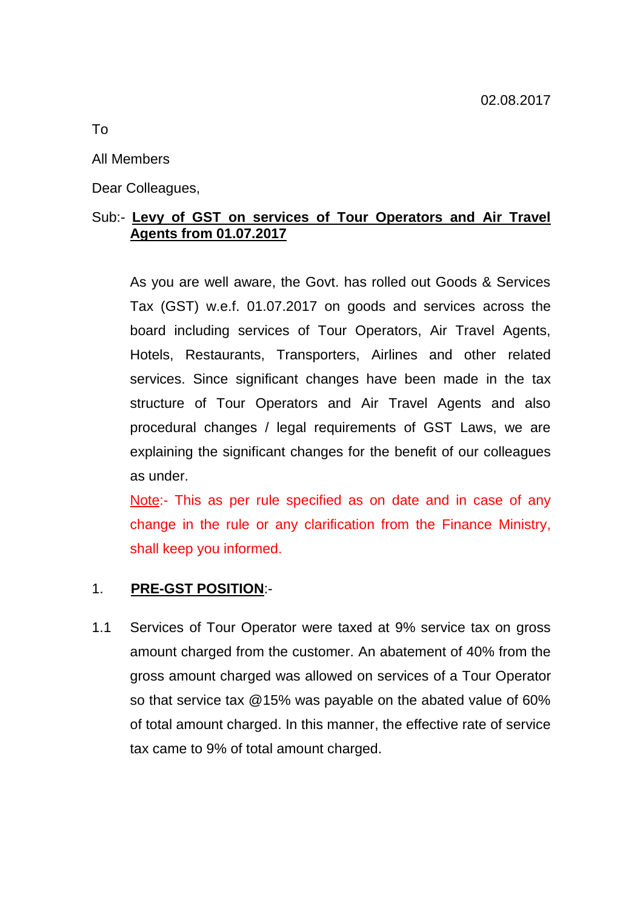02.08.2017

To

All Members

Dear Colleagues,

Sub:- **Levy of GST on services of Tour Operators and Air Travel Agents from 01.07.2017**

As you are well aware, the Govt. has rolled out Goods & Services Tax (GST) w.e.f. 01.07.2017 on goods and services across the board including services of Tour Operators, Air Travel Agents, Hotels, Restaurants, Transporters, Airlines and other related services. Since significant changes have been made in the tax structure of Tour Operators and Air Travel Agents and also procedural changes / legal requirements of GST Laws, we are explaining the significant changes for the benefit of our colleagues as under.

Note:- This as per rule specified as on date and in case of any change in the rule or any clarification from the Finance Ministry, shall keep you informed.

1. **PRE-GST POSITION**:-

1.1 Services of Tour Operator were taxed at 9% service tax on gross amount charged from the customer. An abatement of 40% from the gross amount charged was allowed on services of a Tour Operator so that service tax @15% was payable on the abated value of 60% of total amount charged. In this manner, the effective rate of service tax came to 9% of total amount charged.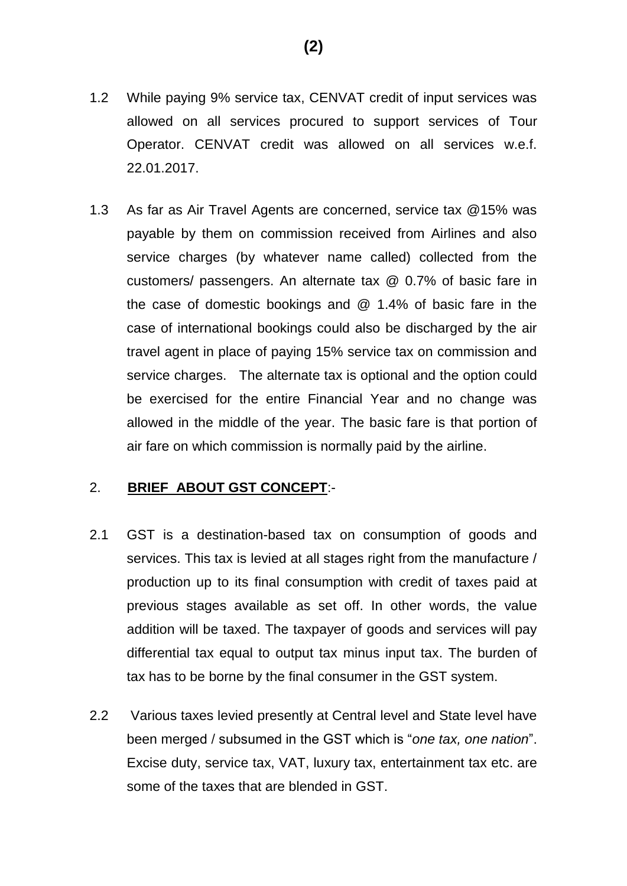1.2 While paying 9% service tax, CENVAT credit of input services was allowed on all services procured to support services of Tour Operator. CENVAT credit was allowed on all services w.e.f. 22.01.2017.

1.3 As far as Air Travel Agents are concerned, service tax @15% was payable by them on commission received from Airlines and also service charges (by whatever name called) collected from the customers/ passengers. An alternate tax @ 0.7% of basic fare in the case of domestic bookings and @ 1.4% of basic fare in the case of international bookings could also be discharged by the air travel agent in place of paying 15% service tax on commission and service charges. The alternate tax is optional and the option could be exercised for the entire Financial Year and no change was allowed in the middle of the year. The basic fare is that portion of air fare on which commission is normally paid by the airline.

## 2. **BRIEF ABOUT GST CONCEPT**:-

2.1 GST is a destination-based tax on consumption of goods and services. This tax is levied at all stages right from the manufacture / production up to its final consumption with credit of taxes paid at previous stages available as set off. In other words, the value addition will be taxed. The taxpayer of goods and services will pay differential tax equal to output tax minus input tax. The burden of tax has to be borne by the final consumer in the GST system.

2.2 Various taxes levied presently at Central level and State level have been merged / subsumed in the GST which is "*one tax, one nation*". Excise duty, service tax, VAT, luxury tax, entertainment tax etc. are some of the taxes that are blended in GST.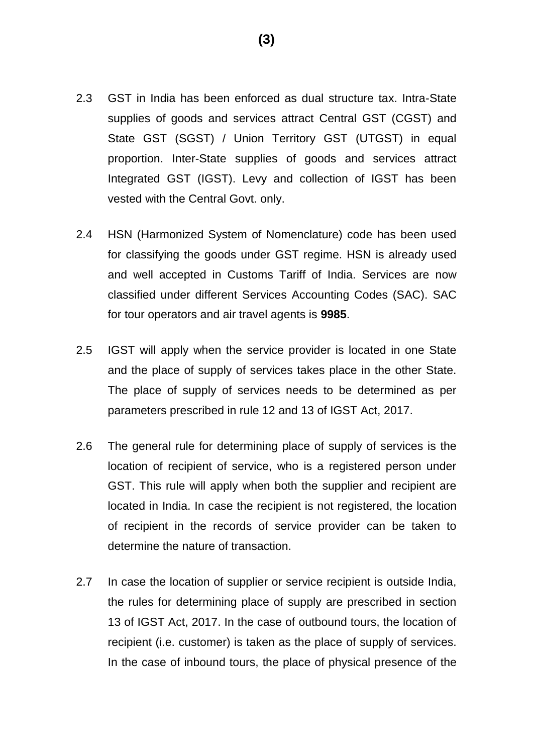2.3 GST in India has been enforced as dual structure tax. Intra-State supplies of goods and services attract Central GST (CGST) and State GST (SGST) / Union Territory GST (UTGST) in equal proportion. Inter-State supplies of goods and services attract Integrated GST (IGST). Levy and collection of IGST has been vested with the Central Govt. only.

2.4 HSN (Harmonized System of Nomenclature) code has been used for classifying the goods under GST regime. HSN is already used and well accepted in Customs Tariff of India. Services are now classified under different Services Accounting Codes (SAC). SAC for tour operators and air travel agents is **9985**.

2.5 IGST will apply when the service provider is located in one State and the place of supply of services takes place in the other State. The place of supply of services needs to be determined as per parameters prescribed in rule 12 and 13 of IGST Act, 2017.

2.6 The general rule for determining place of supply of services is the location of recipient of service, who is a registered person under GST. This rule will apply when both the supplier and recipient are located in India. In case the recipient is not registered, the location of recipient in the records of service provider can be taken to determine the nature of transaction.

2.7 In case the location of supplier or service recipient is outside India, the rules for determining place of supply are prescribed in section 13 of IGST Act, 2017. In the case of outbound tours, the location of recipient (i.e. customer) is taken as the place of supply of services. In the case of inbound tours, the place of physical presence of the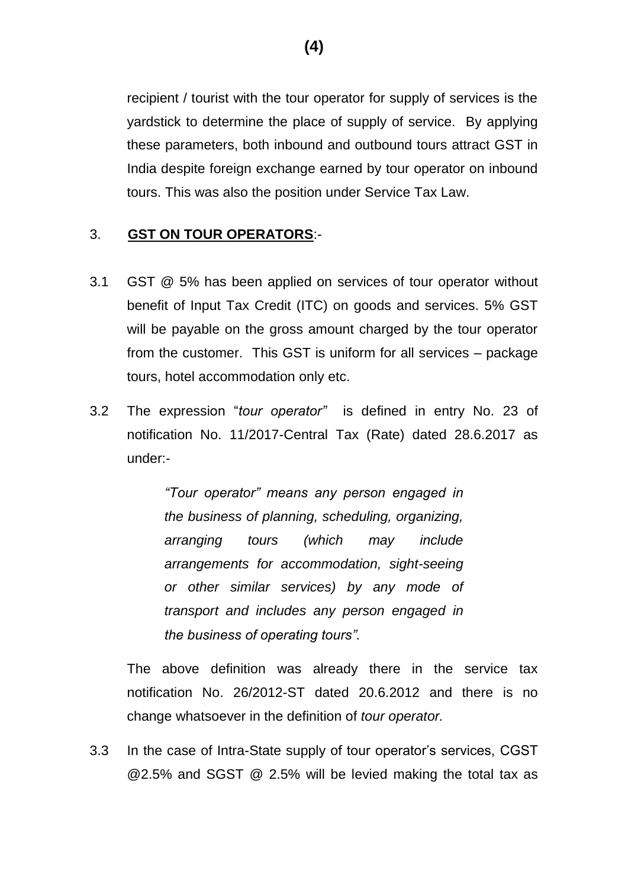recipient / tourist with the tour operator for supply of services is the yardstick to determine the place of supply of service. By applying these parameters, both inbound and outbound tours attract GST in India despite foreign exchange earned by tour operator on inbound tours. This was also the position under Service Tax Law.

## 3. **GST ON TOUR OPERATORS**:-

3.1 GST @ 5% has been applied on services of tour operator without benefit of Input Tax Credit (ITC) on goods and services. 5% GST will be payable on the gross amount charged by the tour operator from the customer. This GST is uniform for all services – package tours, hotel accommodation only etc.

3.2 The expression "*tour operator*" is defined in entry No. 23 of notification No. 11/2017-Central Tax (Rate) dated 28.6.2017 as under:-

> *"Tour operator" means any person engaged in the business of planning, scheduling, organizing, arranging tours (which may include arrangements for accommodation, sight-seeing or other similar services) by any mode of transport and includes any person engaged in the business of operating tours".*

The above definition was already there in the service tax notification No. 26/2012-ST dated 20.6.2012 and there is no change whatsoever in the definition of *tour operator.*

3.3 In the case of Intra-State supply of tour operator's services, CGST @2.5% and SGST @ 2.5% will be levied making the total tax as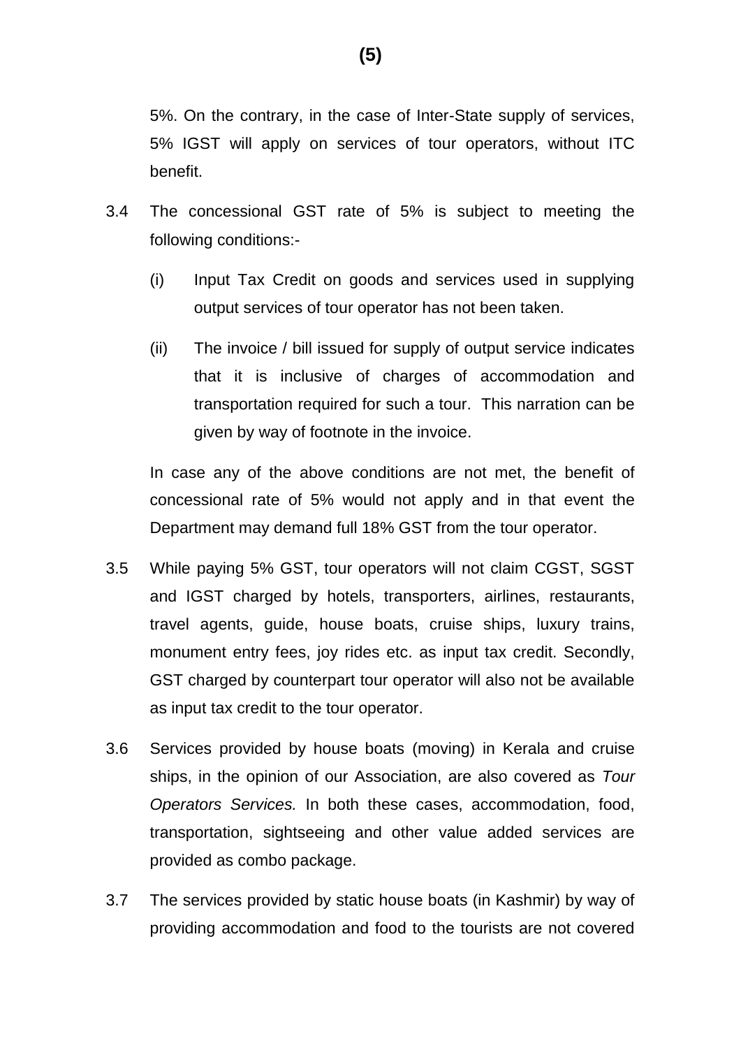5%. On the contrary, in the case of Inter-State supply of services, 5% IGST will apply on services of tour operators, without ITC benefit.

3.4 The concessional GST rate of 5% is subject to meeting the following conditions:-

(i) Input Tax Credit on goods and services used in supplying output services of tour operator has not been taken.

(ii) The invoice / bill issued for supply of output service indicates that it is inclusive of charges of accommodation and transportation required for such a tour. This narration can be given by way of footnote in the invoice.

In case any of the above conditions are not met, the benefit of concessional rate of 5% would not apply and in that event the Department may demand full 18% GST from the tour operator.

3.5 While paying 5% GST, tour operators will not claim CGST, SGST and IGST charged by hotels, transporters, airlines, restaurants, travel agents, guide, house boats, cruise ships, luxury trains, monument entry fees, joy rides etc. as input tax credit. Secondly, GST charged by counterpart tour operator will also not be available as input tax credit to the tour operator.

3.6 Services provided by house boats (moving) in Kerala and cruise ships, in the opinion of our Association, are also covered as *Tour Operators Services.* In both these cases, accommodation, food, transportation, sightseeing and other value added services are provided as combo package.

3.7 The services provided by static house boats (in Kashmir) by way of providing accommodation and food to the tourists are not covered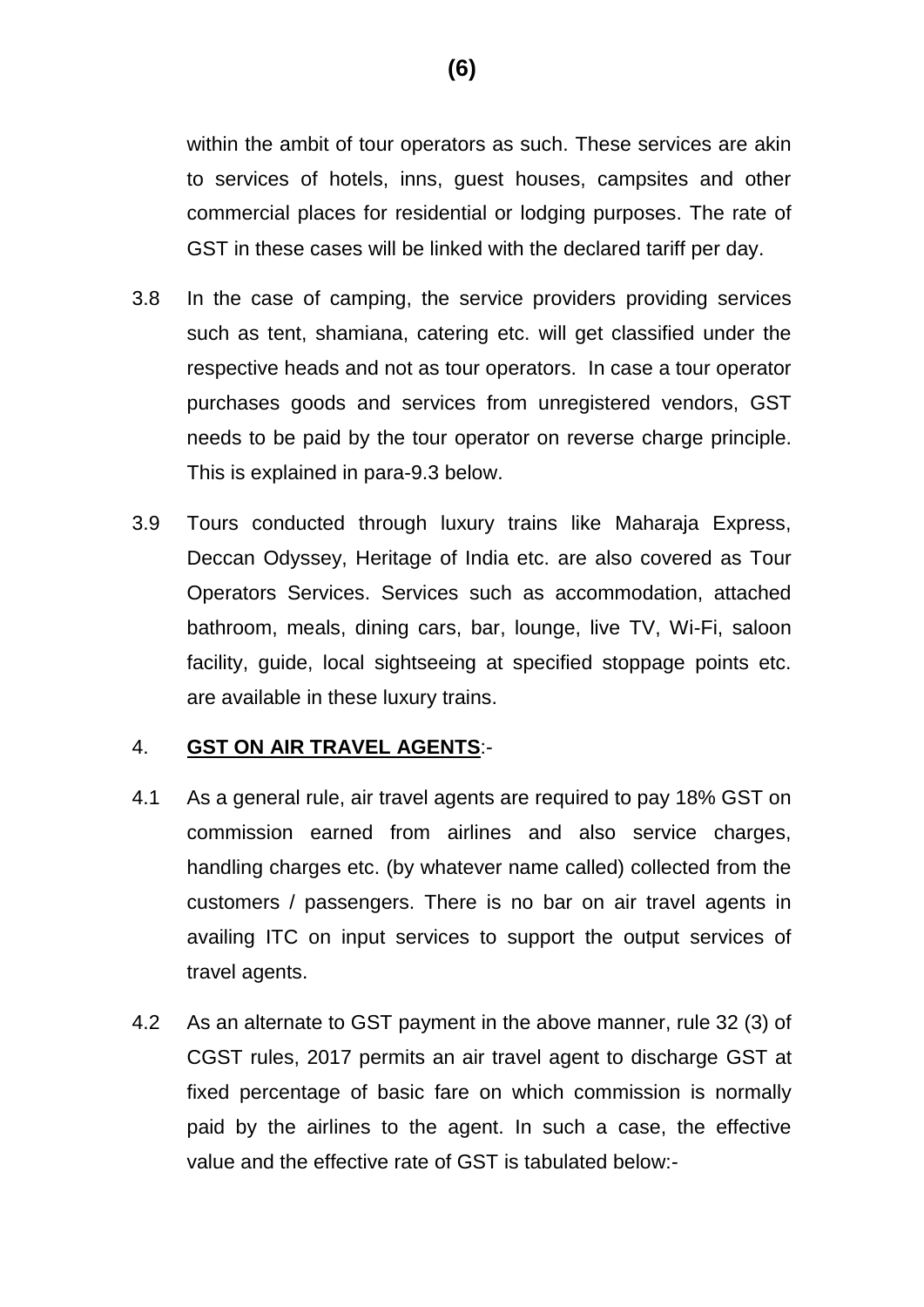within the ambit of tour operators as such. These services are akin to services of hotels, inns, guest houses, campsites and other commercial places for residential or lodging purposes. The rate of GST in these cases will be linked with the declared tariff per day.

3.8 In the case of camping, the service providers providing services such as tent, shamiana, catering etc. will get classified under the respective heads and not as tour operators. In case a tour operator purchases goods and services from unregistered vendors, GST needs to be paid by the tour operator on reverse charge principle. This is explained in para-9.3 below.

3.9 Tours conducted through luxury trains like Maharaja Express, Deccan Odyssey, Heritage of India etc. are also covered as Tour Operators Services. Services such as accommodation, attached bathroom, meals, dining cars, bar, lounge, live TV, Wi-Fi, saloon facility, guide, local sightseeing at specified stoppage points etc. are available in these luxury trains.

4. **<u>GST ON AIR TRAVEL AGENTS</u>**:-

4.1 As a general rule, air travel agents are required to pay 18% GST on commission earned from airlines and also service charges, handling charges etc. (by whatever name called) collected from the customers / passengers. There is no bar on air travel agents in availing ITC on input services to support the output services of travel agents.

4.2 As an alternate to GST payment in the above manner, rule 32 (3) of CGST rules, 2017 permits an air travel agent to discharge GST at fixed percentage of basic fare on which commission is normally paid by the airlines to the agent. In such a case, the effective value and the effective rate of GST is tabulated below:-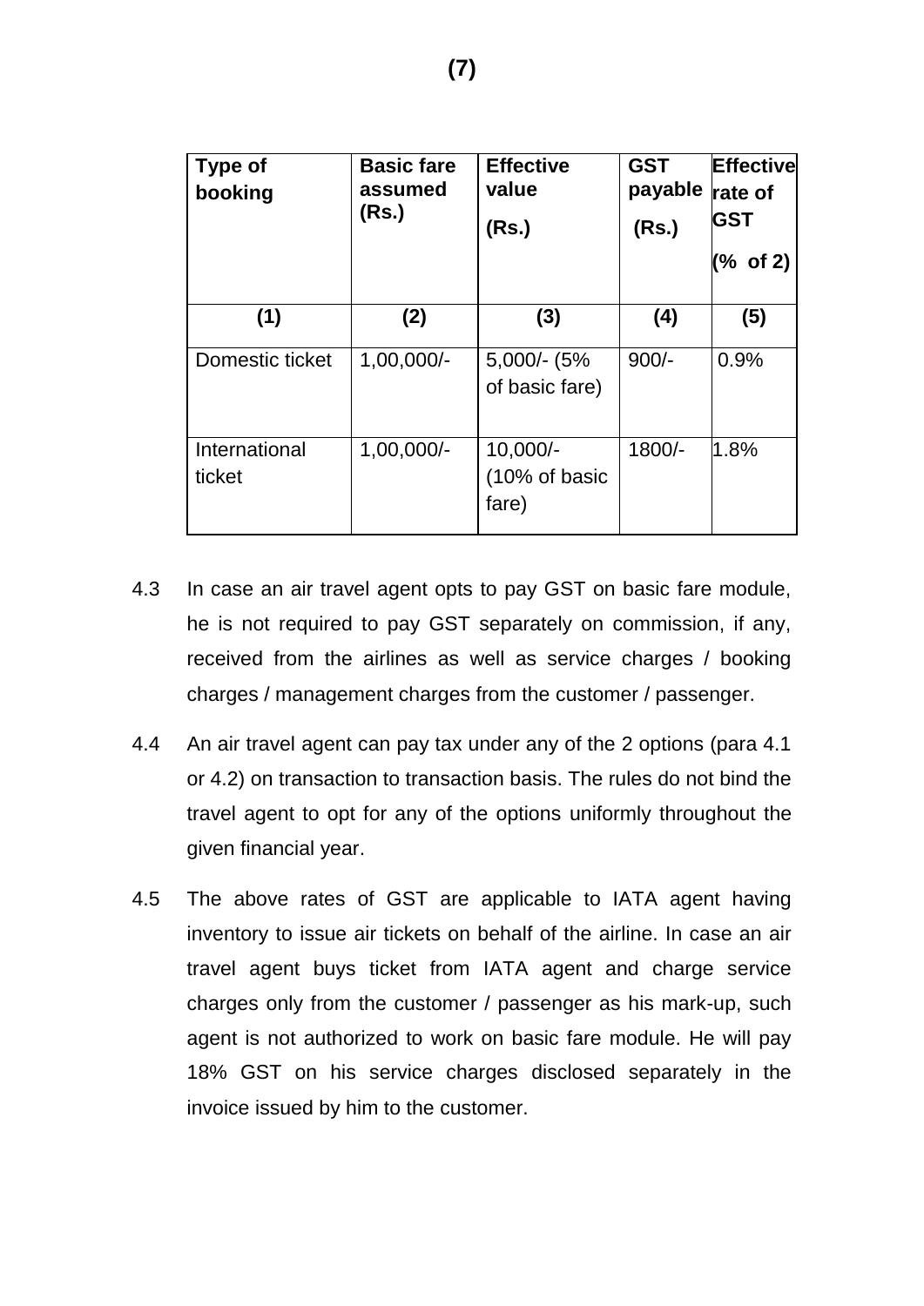| Type of booking | Basic fare assumed (Rs.) | Effective value (Rs.) | GST payable (Rs.) | Effective rate of GST (% of 2) |
|---|---|---|---|---|
| (1) | (2) | (3) | (4) | (5) |
| Domestic ticket | 1,00,000/- | 5,000/- (5% of basic fare) | 900/- | 0.9% |
| International ticket | 1,00,000/- | 10,000/- (10% of basic fare) | 1800/- | 1.8% |

4.3 In case an air travel agent opts to pay GST on basic fare module, he is not required to pay GST separately on commission, if any, received from the airlines as well as service charges / booking charges / management charges from the customer / passenger.

4.4 An air travel agent can pay tax under any of the 2 options (para 4.1 or 4.2) on transaction to transaction basis. The rules do not bind the travel agent to opt for any of the options uniformly throughout the given financial year.

4.5 The above rates of GST are applicable to IATA agent having inventory to issue air tickets on behalf of the airline. In case an air travel agent buys ticket from IATA agent and charge service charges only from the customer / passenger as his mark-up, such agent is not authorized to work on basic fare module. He will pay 18% GST on his service charges disclosed separately in the invoice issued by him to the customer.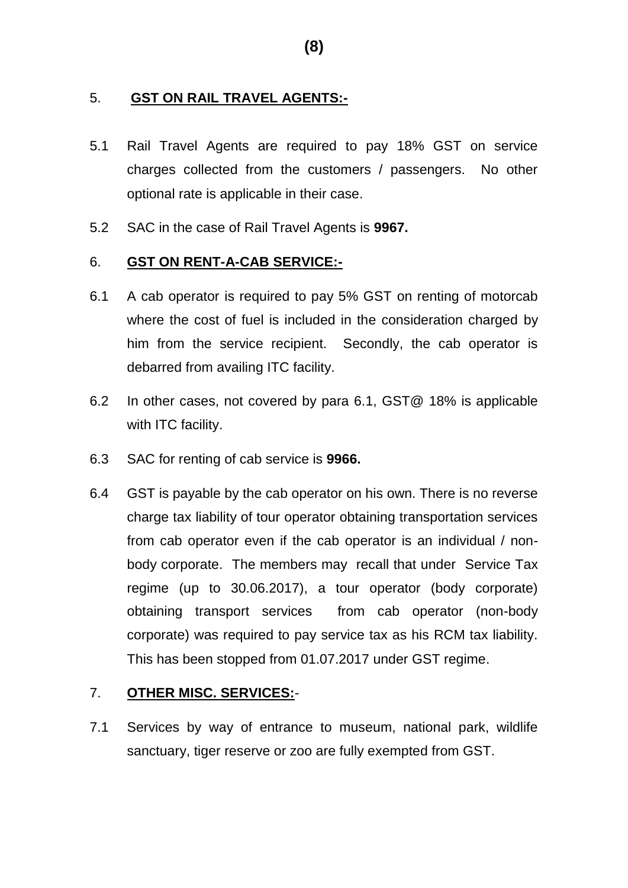## 5. **GST ON RAIL TRAVEL AGENTS:-**

5.1 Rail Travel Agents are required to pay 18% GST on service charges collected from the customers / passengers. No other optional rate is applicable in their case.

5.2 SAC in the case of Rail Travel Agents is **9967.**

## 6. **GST ON RENT-A-CAB SERVICE:-**

6.1 A cab operator is required to pay 5% GST on renting of motorcab where the cost of fuel is included in the consideration charged by him from the service recipient. Secondly, the cab operator is debarred from availing ITC facility.

6.2 In other cases, not covered by para 6.1, GST@ 18% is applicable with ITC facility.

6.3 SAC for renting of cab service is **9966.**

6.4 GST is payable by the cab operator on his own. There is no reverse charge tax liability of tour operator obtaining transportation services from cab operator even if the cab operator is an individual / non-body corporate. The members may recall that under Service Tax regime (up to 30.06.2017), a tour operator (body corporate) obtaining transport services from cab operator (non-body corporate) was required to pay service tax as his RCM tax liability. This has been stopped from 01.07.2017 under GST regime.

## 7. **OTHER MISC. SERVICES:-**

7.1 Services by way of entrance to museum, national park, wildlife sanctuary, tiger reserve or zoo are fully exempted from GST.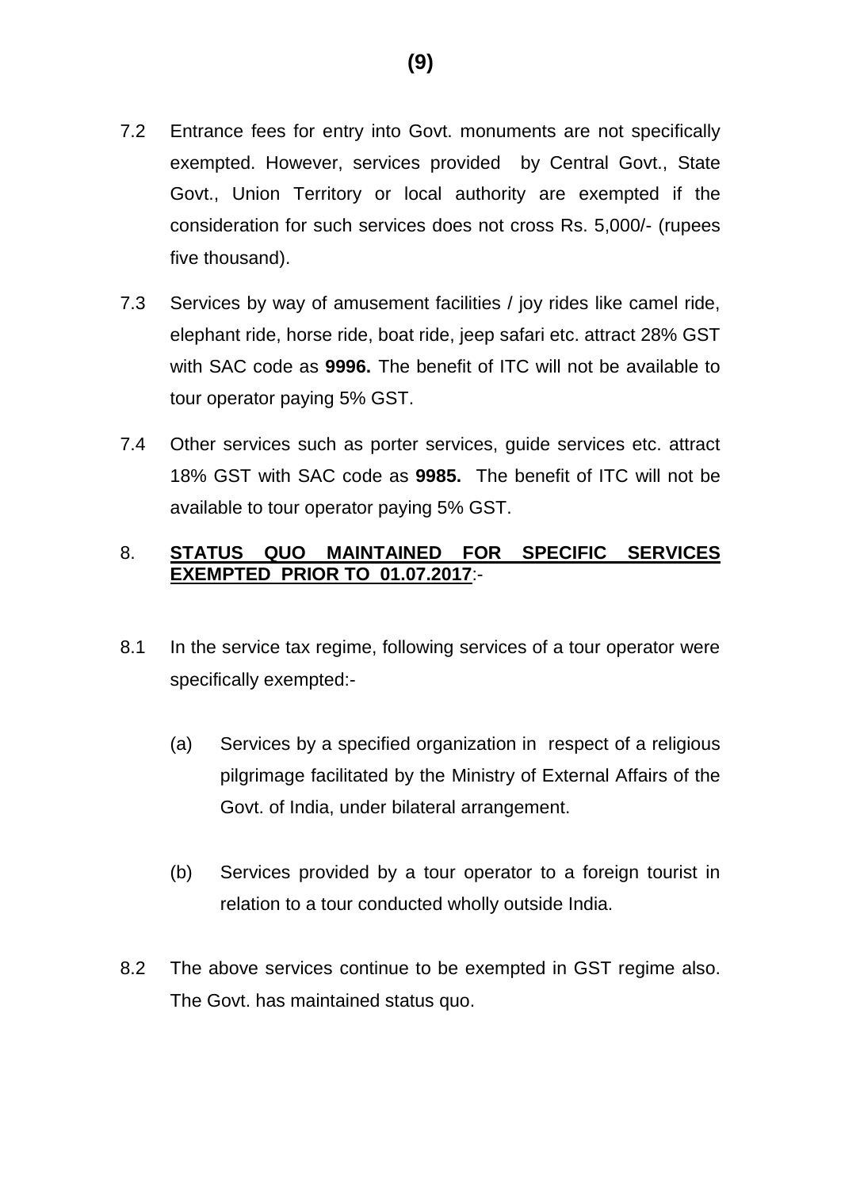7.2 Entrance fees for entry into Govt. monuments are not specifically exempted. However, services provided by Central Govt., State Govt., Union Territory or local authority are exempted if the consideration for such services does not cross Rs. 5,000/- (rupees five thousand).

7.3 Services by way of amusement facilities / joy rides like camel ride, elephant ride, horse ride, boat ride, jeep safari etc. attract 28% GST with SAC code as **9996.** The benefit of ITC will not be available to tour operator paying 5% GST.

7.4 Other services such as porter services, guide services etc. attract 18% GST with SAC code as **9985.** The benefit of ITC will not be available to tour operator paying 5% GST.

8. **<u>STATUS QUO MAINTAINED FOR SPECIFIC SERVICES EXEMPTED PRIOR TO 01.07.2017</u>**:-

8.1 In the service tax regime, following services of a tour operator were specifically exempted:-

(a) Services by a specified organization in respect of a religious pilgrimage facilitated by the Ministry of External Affairs of the Govt. of India, under bilateral arrangement.

(b) Services provided by a tour operator to a foreign tourist in relation to a tour conducted wholly outside India.

8.2 The above services continue to be exempted in GST regime also. The Govt. has maintained status quo.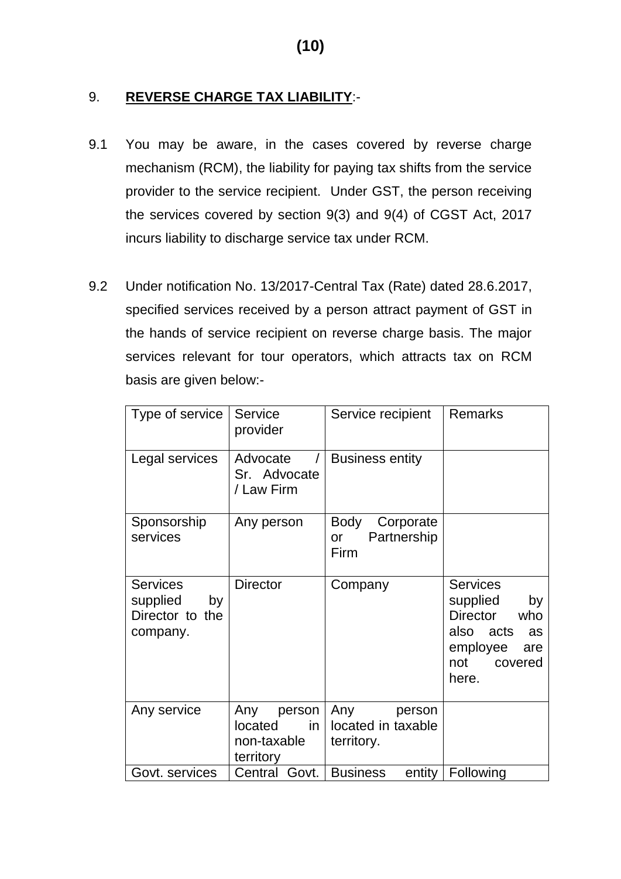## 9. **REVERSE CHARGE TAX LIABILITY**:-

9.1 You may be aware, in the cases covered by reverse charge mechanism (RCM), the liability for paying tax shifts from the service provider to the service recipient. Under GST, the person receiving the services covered by section 9(3) and 9(4) of CGST Act, 2017 incurs liability to discharge service tax under RCM.

9.2 Under notification No. 13/2017-Central Tax (Rate) dated 28.6.2017, specified services received by a person attract payment of GST in the hands of service recipient on reverse charge basis. The major services relevant for tour operators, which attracts tax on RCM basis are given below:-

| Type of service | Service provider | Service recipient | Remarks |
|---|---|---|---|
| Legal services | Advocate / Sr. Advocate / Law Firm | Business entity | |
| Sponsorship services | Any person | Body Corporate or Partnership Firm | |
| Services supplied by Director to the company. | Director | Company | Services supplied by Director who also acts as employee are not covered here. |
| Any service | Any person located in non-taxable territory | Any person located in taxable territory. | |
| Govt. services | Central Govt. | Business entity | Following |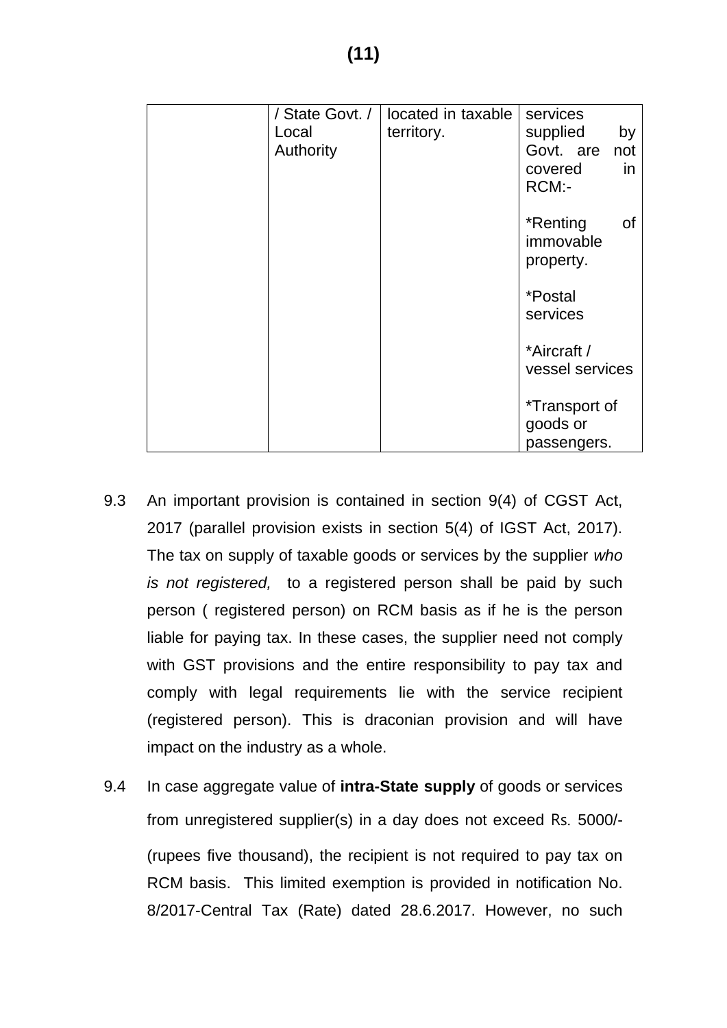|  | / State Govt. / Local Authority | located in taxable territory. | services supplied by Govt. are not covered in RCM:-<br><br>*Renting of immovable property.<br><br>*Postal services<br><br>*Aircraft / vessel services<br><br>*Transport of goods or passengers. |
|---|---|---|---|

9.3 An important provision is contained in section 9(4) of CGST Act, 2017 (parallel provision exists in section 5(4) of IGST Act, 2017). The tax on supply of taxable goods or services by the supplier *who is not registered,* to a registered person shall be paid by such person ( registered person) on RCM basis as if he is the person liable for paying tax. In these cases, the supplier need not comply with GST provisions and the entire responsibility to pay tax and comply with legal requirements lie with the service recipient (registered person). This is draconian provision and will have impact on the industry as a whole.

9.4 In case aggregate value of **intra-State supply** of goods or services from unregistered supplier(s) in a day does not exceed Rs. 5000/- (rupees five thousand), the recipient is not required to pay tax on RCM basis. This limited exemption is provided in notification No. 8/2017-Central Tax (Rate) dated 28.6.2017. However, no such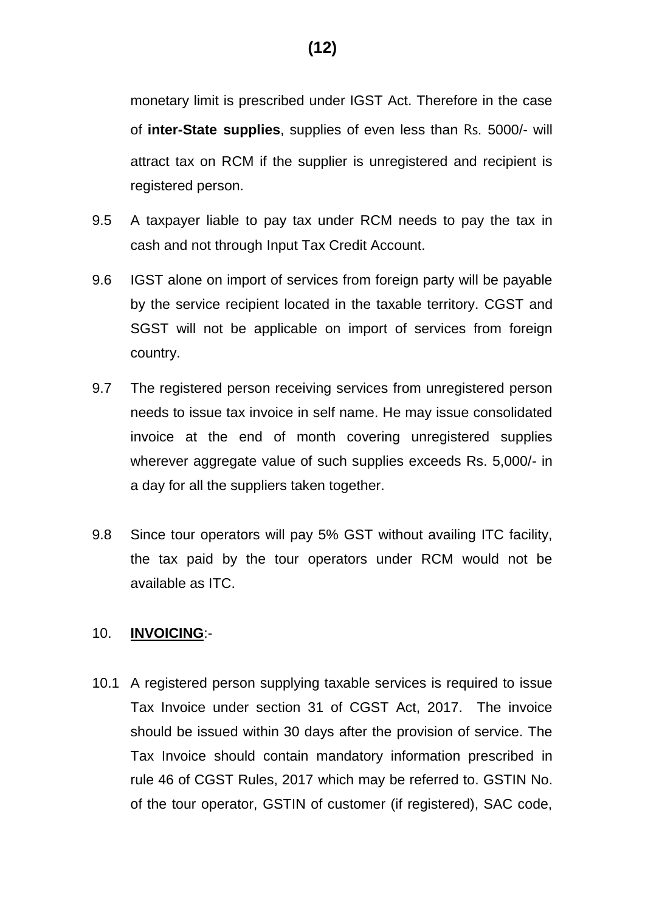monetary limit is prescribed under IGST Act. Therefore in the case of **inter-State supplies**, supplies of even less than Rs. 5000/- will attract tax on RCM if the supplier is unregistered and recipient is registered person.

9.5 A taxpayer liable to pay tax under RCM needs to pay the tax in cash and not through Input Tax Credit Account.

9.6 IGST alone on import of services from foreign party will be payable by the service recipient located in the taxable territory. CGST and SGST will not be applicable on import of services from foreign country.

9.7 The registered person receiving services from unregistered person needs to issue tax invoice in self name. He may issue consolidated invoice at the end of month covering unregistered supplies wherever aggregate value of such supplies exceeds Rs. 5,000/- in a day for all the suppliers taken together.

9.8 Since tour operators will pay 5% GST without availing ITC facility, the tax paid by the tour operators under RCM would not be available as ITC.

10. **INVOICING**:-

10.1 A registered person supplying taxable services is required to issue Tax Invoice under section 31 of CGST Act, 2017. The invoice should be issued within 30 days after the provision of service. The Tax Invoice should contain mandatory information prescribed in rule 46 of CGST Rules, 2017 which may be referred to. GSTIN No. of the tour operator, GSTIN of customer (if registered), SAC code,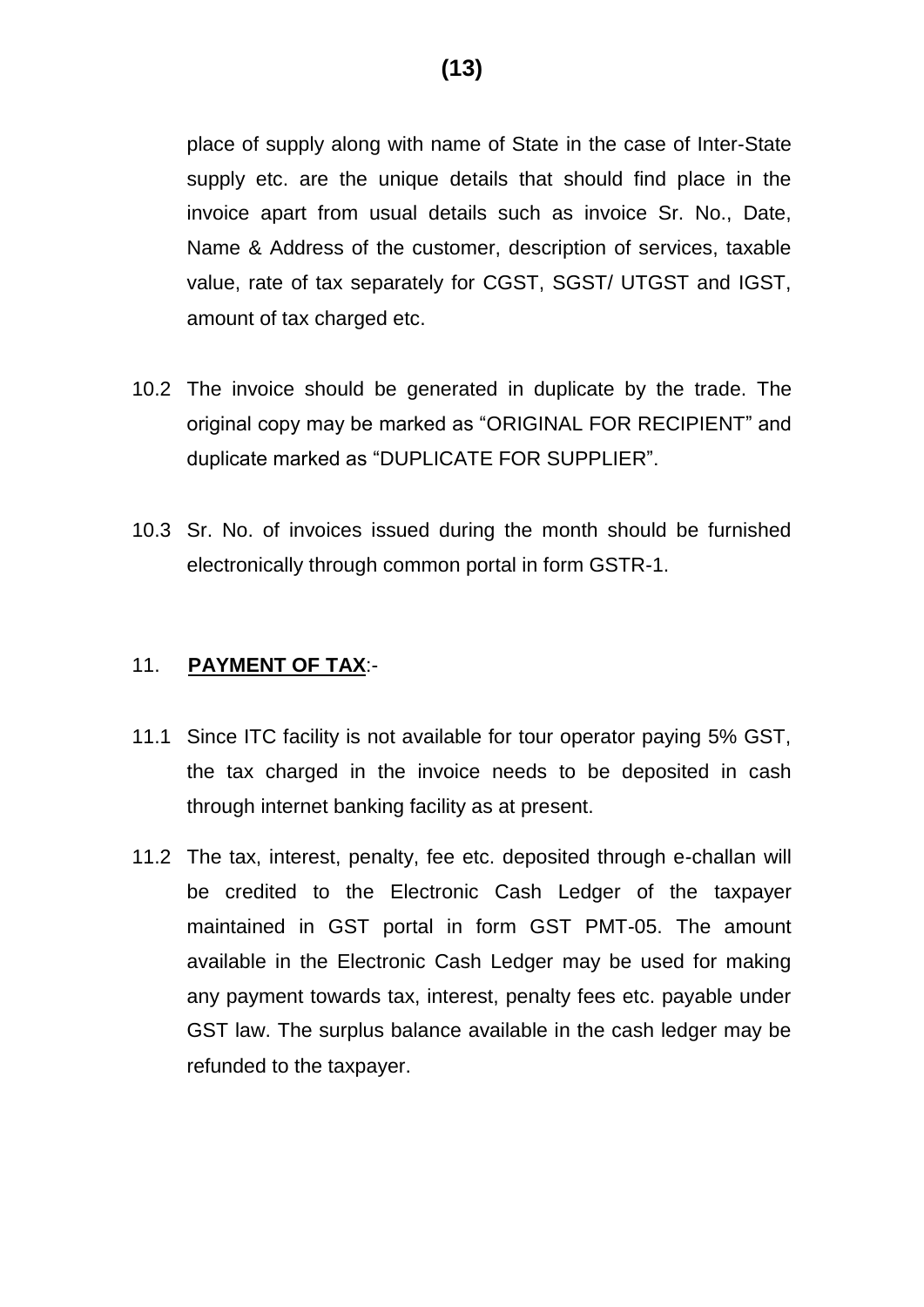place of supply along with name of State in the case of Inter-State supply etc. are the unique details that should find place in the invoice apart from usual details such as invoice Sr. No., Date, Name & Address of the customer, description of services, taxable value, rate of tax separately for CGST, SGST/ UTGST and IGST, amount of tax charged etc.

10.2 The invoice should be generated in duplicate by the trade. The original copy may be marked as "ORIGINAL FOR RECIPIENT" and duplicate marked as "DUPLICATE FOR SUPPLIER".

10.3 Sr. No. of invoices issued during the month should be furnished electronically through common portal in form GSTR-1.

## 11. **PAYMENT OF TAX**:-

11.1 Since ITC facility is not available for tour operator paying 5% GST, the tax charged in the invoice needs to be deposited in cash through internet banking facility as at present.

11.2 The tax, interest, penalty, fee etc. deposited through e-challan will be credited to the Electronic Cash Ledger of the taxpayer maintained in GST portal in form GST PMT-05. The amount available in the Electronic Cash Ledger may be used for making any payment towards tax, interest, penalty fees etc. payable under GST law. The surplus balance available in the cash ledger may be refunded to the taxpayer.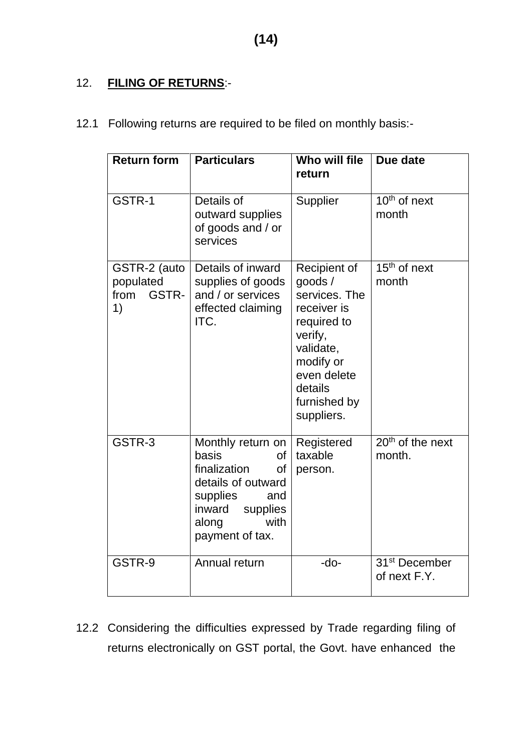## 12. **FILING OF RETURNS**:-

12.1 Following returns are required to be filed on monthly basis:-

| Return form | Particulars | Who will file return | Due date |
|---|---|---|---|
| GSTR-1 | Details of outward supplies of goods and / or services | Supplier | 10th of next month |
| GSTR-2 (auto populated from GSTR-1) | Details of inward supplies of goods and / or services effected claiming ITC. | Recipient of goods / services. The receiver is required to verify, validate, modify or even delete details furnished by suppliers. | 15th of next month |
| GSTR-3 | Monthly return on basis of finalization of details of outward supplies and inward supplies along with payment of tax. | Registered taxable person. | 20th of the next month. |
| GSTR-9 | Annual return | -do- | 31st December of next F.Y. |

12.2 Considering the difficulties expressed by Trade regarding filing of returns electronically on GST portal, the Govt. have enhanced the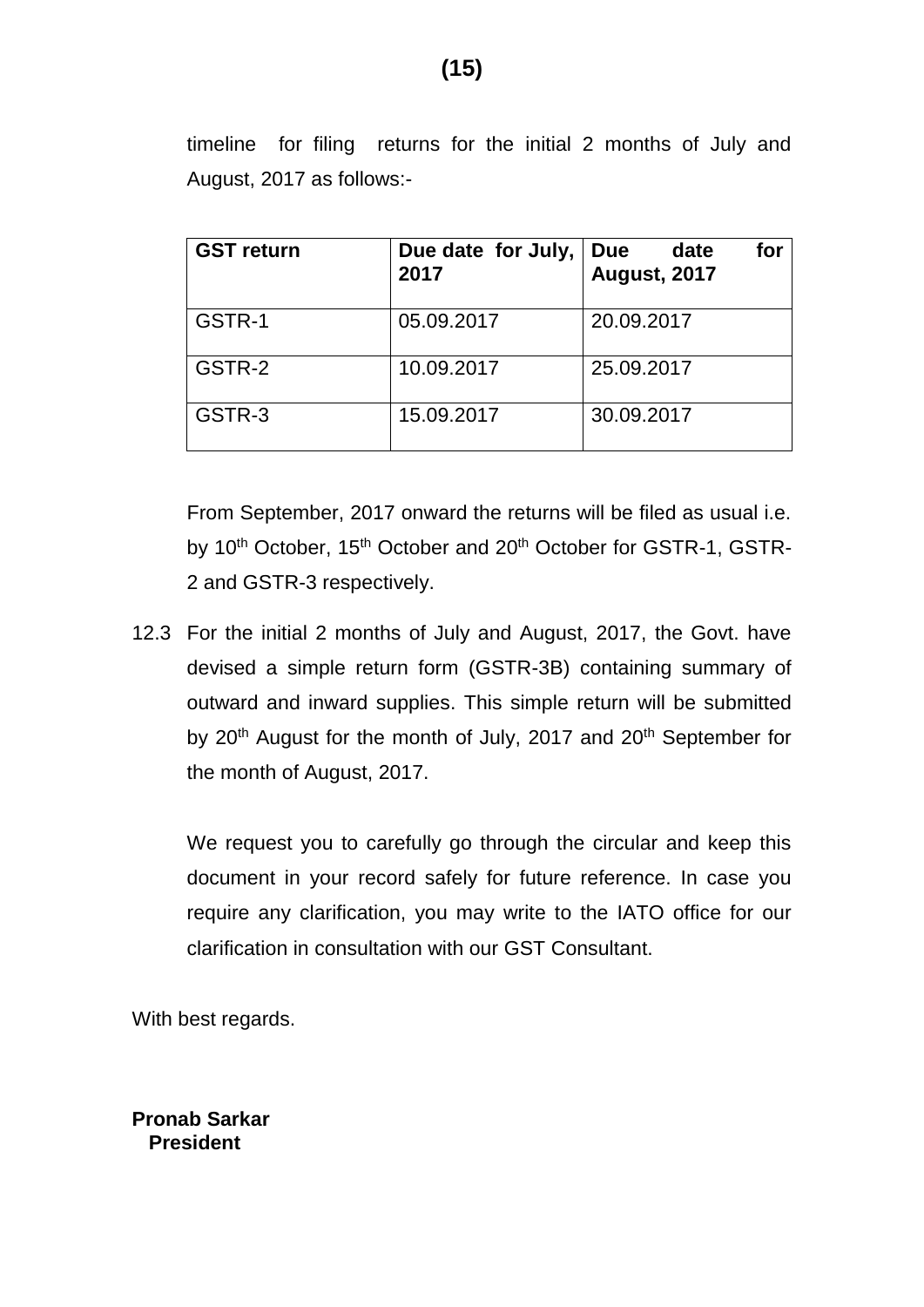timeline for filing returns for the initial 2 months of July and August, 2017 as follows:-

| GST return | Due date for July, 2017 | Due date for August, 2017 |
|---|---|---|
| GSTR-1 | 05.09.2017 | 20.09.2017 |
| GSTR-2 | 10.09.2017 | 25.09.2017 |
| GSTR-3 | 15.09.2017 | 30.09.2017 |

From September, 2017 onward the returns will be filed as usual i.e. by 10th October, 15th October and 20th October for GSTR-1, GSTR-2 and GSTR-3 respectively.

12.3 For the initial 2 months of July and August, 2017, the Govt. have devised a simple return form (GSTR-3B) containing summary of outward and inward supplies. This simple return will be submitted by 20th August for the month of July, 2017 and 20th September for the month of August, 2017.

We request you to carefully go through the circular and keep this document in your record safely for future reference. In case you require any clarification, you may write to the IATO office for our clarification in consultation with our GST Consultant.

With best regards.

**Pronab Sarkar**
**President**